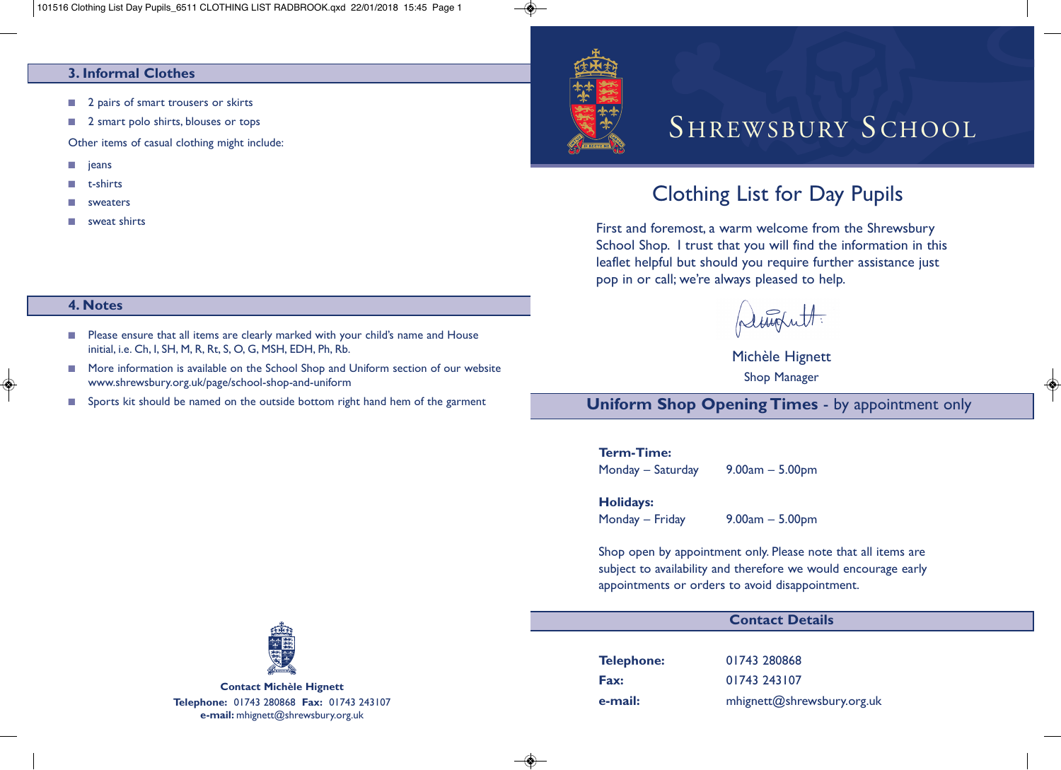## 3. Informal Clothes

- 2 pairs of smart trousers or skirts
- 2 smart polo shirts, blouses or tops

Other items of casual clothing might include:

- jeans
- t-shirts
- sweaters
- sweat shirts

## 4. Notes

- Please ensure that all items are clearly marked with your child's name and House initial, i.e. Ch, I, SH, M, R, Rt, S, O, G, MSH, EDH, Ph, Rb.
- More information is available on the School Shop and Uniform section of our website www.shrewsbury.org.uk/page/school-shop-and-uniform
- Sports kit should be named on the outside bottom right hand hem of the garment

**Contact Michèle Hignett**
**Telephone:** 01743 280868 **Fax:** 01743 243107
**e-mail:** mhignett@shrewsbury.org.uk

# Shrewsbury School

## Clothing List for Day Pupils

First and foremost, a warm welcome from the Shrewsbury School Shop. I trust that you will find the information in this leaflet helpful but should you require further assistance just pop in or call; we're always pleased to help.

Michèle Hignett
Shop Manager

## Uniform Shop Opening Times - by appointment only

**Term-Time:**
Monday – Saturday 9.00am – 5.00pm

**Holidays:**
Monday – Friday 9.00am – 5.00pm

Shop open by appointment only. Please note that all items are subject to availability and therefore we would encourage early appointments or orders to avoid disappointment.

## Contact Details

| | |
|---|---|
| **Telephone:** | 01743 280868 |
| **Fax:** | 01743 243107 |
| **e-mail:** | mhignett@shrewsbury.org.uk |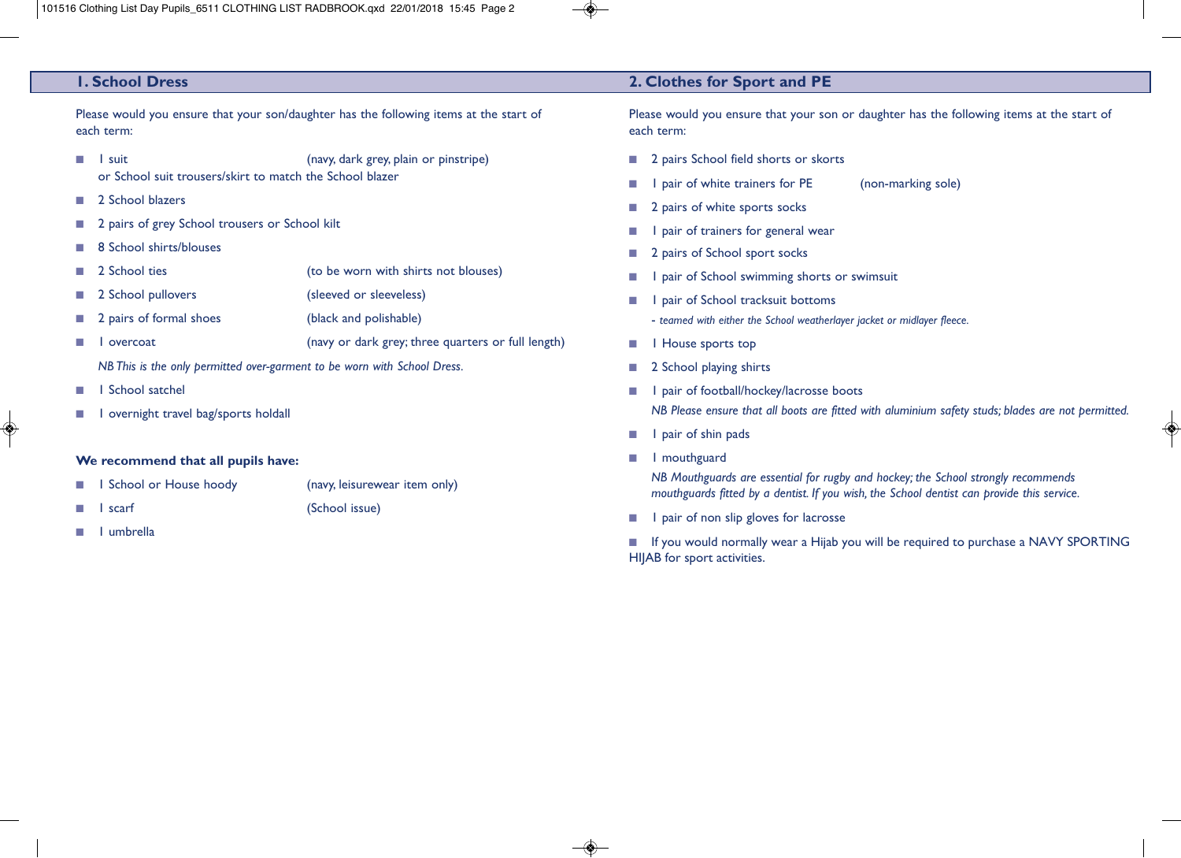## 1. School Dress

Please would you ensure that your son/daughter has the following items at the start of each term:

- 1 suit (navy, dark grey, plain or pinstripe)
  or School suit trousers/skirt to match the School blazer
- 2 School blazers
- 2 pairs of grey School trousers or School kilt
- 8 School shirts/blouses
- 2 School ties (to be worn with shirts not blouses)
- 2 School pullovers (sleeved or sleeveless)
- 2 pairs of formal shoes (black and polishable)
- 1 overcoat (navy or dark grey; three quarters or full length)

  *NB This is the only permitted over-garment to be worn with School Dress.*
- 1 School satchel
- 1 overnight travel bag/sports holdall

**We recommend that all pupils have:**

- 1 School or House hoody (navy, leisurewear item only)
- 1 scarf (School issue)
- 1 umbrella

## 2. Clothes for Sport and PE

Please would you ensure that your son or daughter has the following items at the start of each term:

- 2 pairs School field shorts or skorts
- 1 pair of white trainers for PE (non-marking sole)
- 2 pairs of white sports socks
- 1 pair of trainers for general wear
- 2 pairs of School sport socks
- 1 pair of School swimming shorts or swimsuit
- 1 pair of School tracksuit bottoms
  - *teamed with either the School weatherlayer jacket or midlayer fleece.*
- 1 House sports top
- 2 School playing shirts
- 1 pair of football/hockey/lacrosse boots

  *NB Please ensure that all boots are fitted with aluminium safety studs; blades are not permitted.*
- 1 pair of shin pads
- 1 mouthguard

  *NB Mouthguards are essential for rugby and hockey; the School strongly recommends mouthguards fitted by a dentist. If you wish, the School dentist can provide this service.*
- 1 pair of non slip gloves for lacrosse
- If you would normally wear a Hijab you will be required to purchase a NAVY SPORTING HIJAB for sport activities.